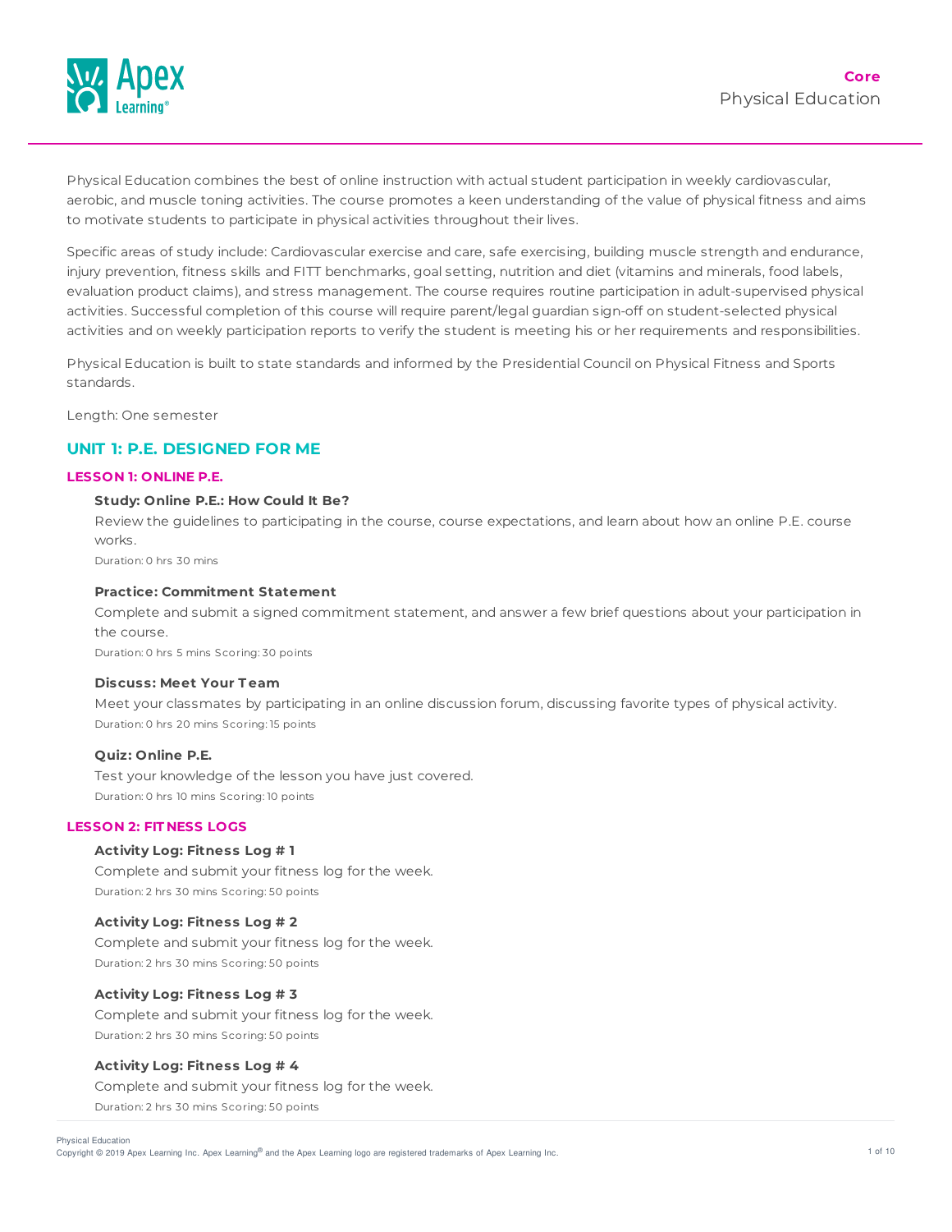**Core**

Physical Education

Physical Education combines the best of online instruction with actual student participation in weekly cardiovascular, aerobic, and muscle toning activities. The course promotes a keen understanding of the value of physical fitness and aims to motivate students to participate in physical activities throughout their lives.

Specific areas of study include: Cardiovascular exercise and care, safe exercising, building muscle strength and endurance, injury prevention, fitness skills and FITT benchmarks, goal setting, nutrition and diet (vitamins and minerals, food labels, evaluation product claims), and stress management. The course requires routine participation in adult-supervised physical activities. Successful completion of this course will require parent/legal guardian sign-off on student-selected physical activities and on weekly participation reports to verify the student is meeting his or her requirements and responsibilities.

Physical Education is built to state standards and informed by the Presidential Council on Physical Fitness and Sports standards.

Length: One semester

## UNIT 1: P.E. DESIGNED FOR ME

### LESSON 1: ONLINE P.E.

**Study: Online P.E.: How Could It Be?**

Review the guidelines to participating in the course, course expectations, and learn about how an online P.E. course works.

Duration: 0 hrs 30 mins

**Practice: Commitment Statement**

Complete and submit a signed commitment statement, and answer a few brief questions about your participation in the course.

Duration: 0 hrs 5 mins Scoring: 30 points

**Discuss: Meet Your Team**

Meet your classmates by participating in an online discussion forum, discussing favorite types of physical activity.

Duration: 0 hrs 20 mins Scoring: 15 points

**Quiz: Online P.E.**

Test your knowledge of the lesson you have just covered.

Duration: 0 hrs 10 mins Scoring: 10 points

### LESSON 2: FITNESS LOGS

**Activity Log: Fitness Log # 1**

Complete and submit your fitness log for the week.

Duration: 2 hrs 30 mins Scoring: 50 points

**Activity Log: Fitness Log # 2**

Complete and submit your fitness log for the week.

Duration: 2 hrs 30 mins Scoring: 50 points

**Activity Log: Fitness Log # 3**

Complete and submit your fitness log for the week.

Duration: 2 hrs 30 mins Scoring: 50 points

**Activity Log: Fitness Log # 4**

Complete and submit your fitness log for the week.

Duration: 2 hrs 30 mins Scoring: 50 points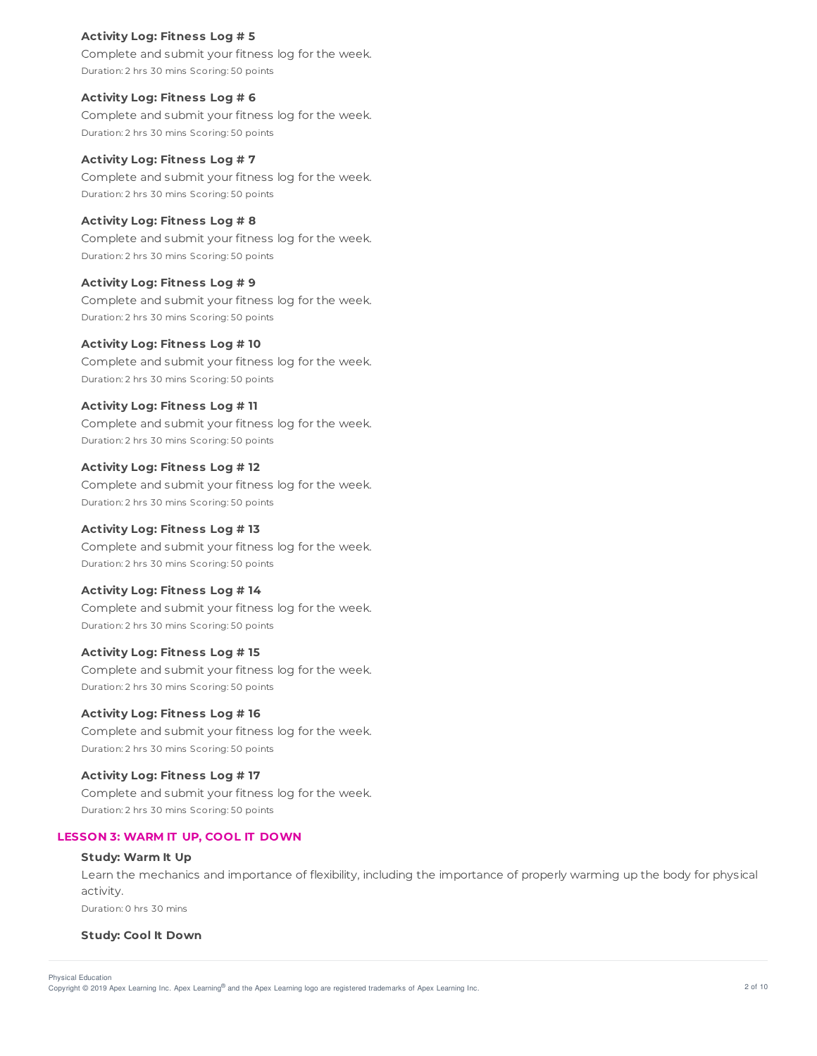**Activity Log: Fitness Log # 5**

Complete and submit your fitness log for the week.

Duration: 2 hrs 30 mins Scoring: 50 points

**Activity Log: Fitness Log # 6**

Complete and submit your fitness log for the week.

Duration: 2 hrs 30 mins Scoring: 50 points

**Activity Log: Fitness Log # 7**

Complete and submit your fitness log for the week.

Duration: 2 hrs 30 mins Scoring: 50 points

**Activity Log: Fitness Log # 8**

Complete and submit your fitness log for the week.

Duration: 2 hrs 30 mins Scoring: 50 points

**Activity Log: Fitness Log # 9**

Complete and submit your fitness log for the week.

Duration: 2 hrs 30 mins Scoring: 50 points

**Activity Log: Fitness Log # 10**

Complete and submit your fitness log for the week.

Duration: 2 hrs 30 mins Scoring: 50 points

**Activity Log: Fitness Log # 11**

Complete and submit your fitness log for the week.

Duration: 2 hrs 30 mins Scoring: 50 points

**Activity Log: Fitness Log # 12**

Complete and submit your fitness log for the week.

Duration: 2 hrs 30 mins Scoring: 50 points

**Activity Log: Fitness Log # 13**

Complete and submit your fitness log for the week.

Duration: 2 hrs 30 mins Scoring: 50 points

**Activity Log: Fitness Log # 14**

Complete and submit your fitness log for the week.

Duration: 2 hrs 30 mins Scoring: 50 points

**Activity Log: Fitness Log # 15**

Complete and submit your fitness log for the week.

Duration: 2 hrs 30 mins Scoring: 50 points

**Activity Log: Fitness Log # 16**

Complete and submit your fitness log for the week.

Duration: 2 hrs 30 mins Scoring: 50 points

**Activity Log: Fitness Log # 17**

Complete and submit your fitness log for the week.

Duration: 2 hrs 30 mins Scoring: 50 points

## LESSON 3: WARM IT UP, COOL IT DOWN

**Study: Warm It Up**

Learn the mechanics and importance of flexibility, including the importance of properly warming up the body for physical activity.

Duration: 0 hrs 30 mins

**Study: Cool It Down**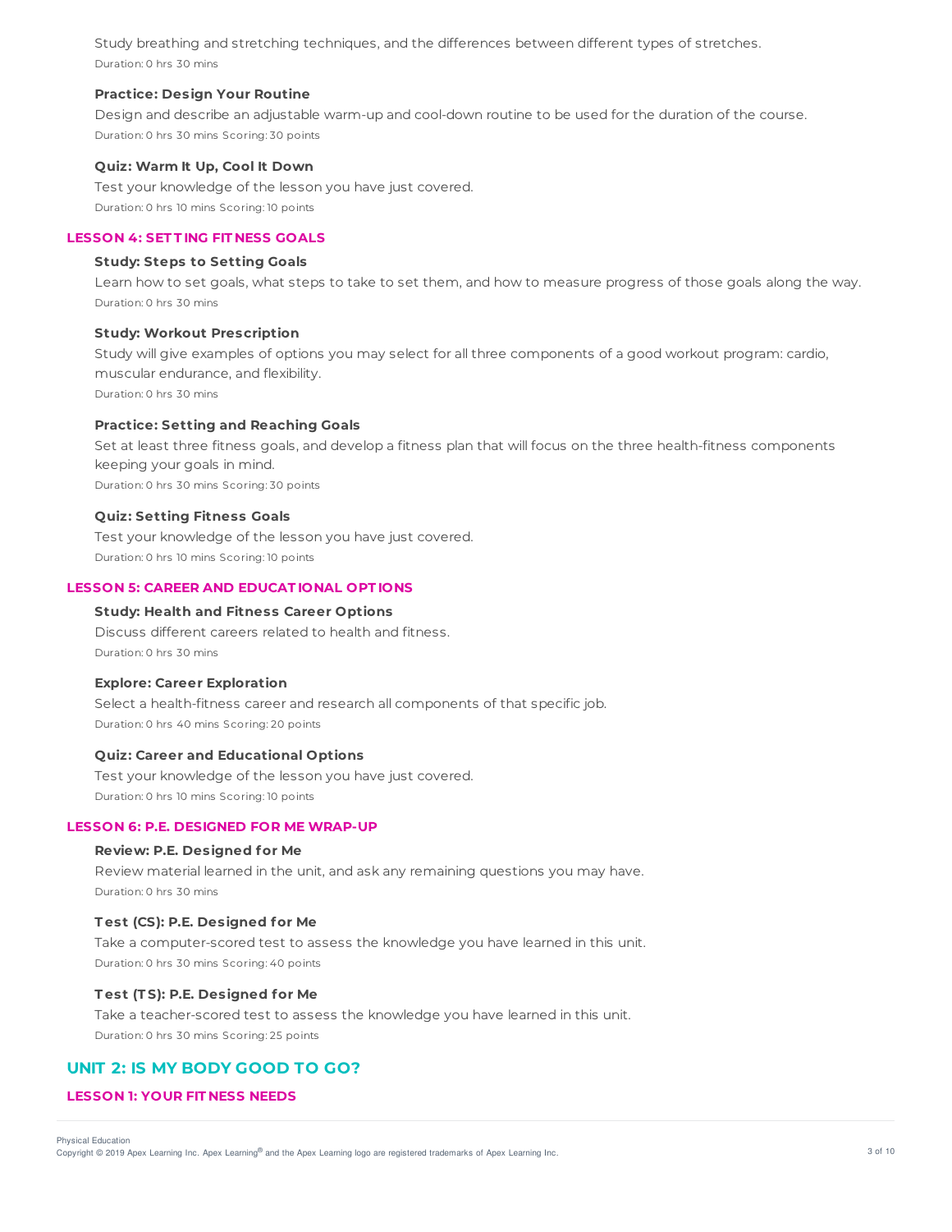Study breathing and stretching techniques, and the differences between different types of stretches.

Duration: 0 hrs 30 mins

#### Practice: Design Your Routine

Design and describe an adjustable warm-up and cool-down routine to be used for the duration of the course.

Duration: 0 hrs 30 mins Scoring: 30 points

#### Quiz: Warm It Up, Cool It Down

Test your knowledge of the lesson you have just covered.

Duration: 0 hrs 10 mins Scoring: 10 points

### LESSON 4: SETTING FITNESS GOALS

#### Study: Steps to Setting Goals

Learn how to set goals, what steps to take to set them, and how to measure progress of those goals along the way.

Duration: 0 hrs 30 mins

#### Study: Workout Prescription

Study will give examples of options you may select for all three components of a good workout program: cardio, muscular endurance, and flexibility.

Duration: 0 hrs 30 mins

#### Practice: Setting and Reaching Goals

Set at least three fitness goals, and develop a fitness plan that will focus on the three health-fitness components keeping your goals in mind.

Duration: 0 hrs 30 mins Scoring: 30 points

#### Quiz: Setting Fitness Goals

Test your knowledge of the lesson you have just covered.

Duration: 0 hrs 10 mins Scoring: 10 points

### LESSON 5: CAREER AND EDUCATIONAL OPTIONS

#### Study: Health and Fitness Career Options

Discuss different careers related to health and fitness.

Duration: 0 hrs 30 mins

#### Explore: Career Exploration

Select a health-fitness career and research all components of that specific job.

Duration: 0 hrs 40 mins Scoring: 20 points

#### Quiz: Career and Educational Options

Test your knowledge of the lesson you have just covered.

Duration: 0 hrs 10 mins Scoring: 10 points

### LESSON 6: P.E. DESIGNED FOR ME WRAP-UP

#### Review: P.E. Designed for Me

Review material learned in the unit, and ask any remaining questions you may have.

Duration: 0 hrs 30 mins

#### Test (CS): P.E. Designed for Me

Take a computer-scored test to assess the knowledge you have learned in this unit.

Duration: 0 hrs 30 mins Scoring: 40 points

#### Test (TS): P.E. Designed for Me

Take a teacher-scored test to assess the knowledge you have learned in this unit.

Duration: 0 hrs 30 mins Scoring: 25 points

## UNIT 2: IS MY BODY GOOD TO GO?

### LESSON 1: YOUR FITNESS NEEDS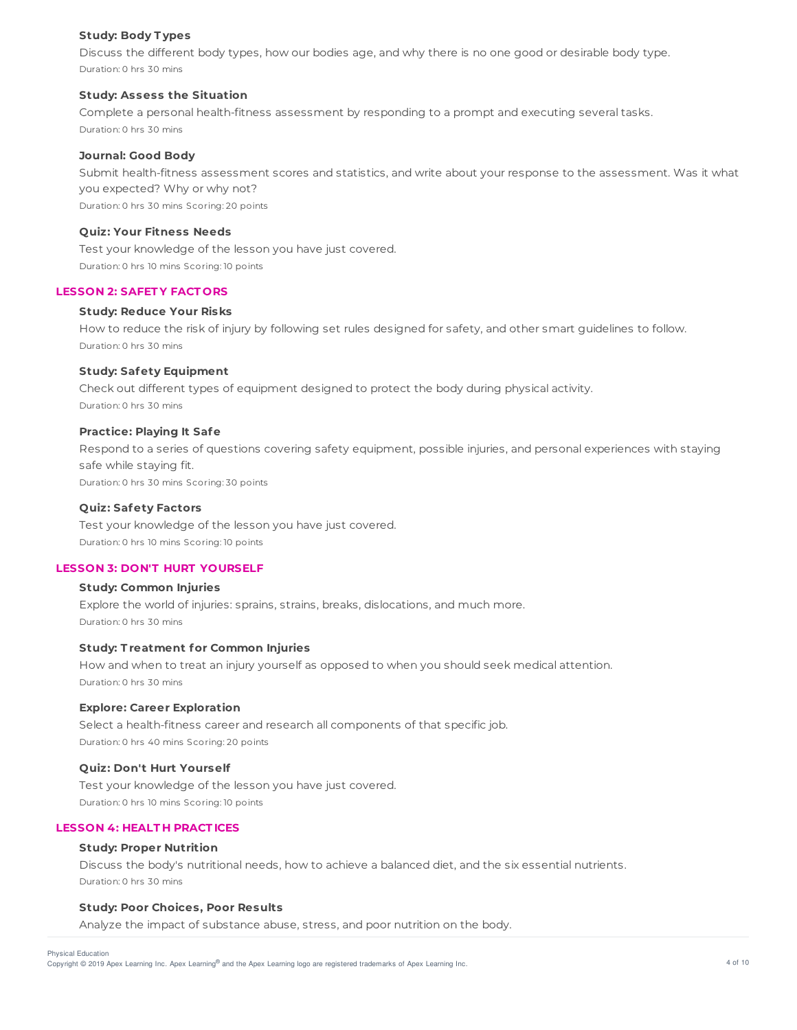#### Study: Body Types

Discuss the different body types, how our bodies age, and why there is no one good or desirable body type.

Duration: 0 hrs 30 mins

#### Study: Assess the Situation

Complete a personal health-fitness assessment by responding to a prompt and executing several tasks.

Duration: 0 hrs 30 mins

#### Journal: Good Body

Submit health-fitness assessment scores and statistics, and write about your response to the assessment. Was it what you expected? Why or why not?

Duration: 0 hrs 30 mins Scoring: 20 points

#### Quiz: Your Fitness Needs

Test your knowledge of the lesson you have just covered.

Duration: 0 hrs 10 mins Scoring: 10 points

### LESSON 2: SAFETY FACTORS

#### Study: Reduce Your Risks

How to reduce the risk of injury by following set rules designed for safety, and other smart guidelines to follow.

Duration: 0 hrs 30 mins

#### Study: Safety Equipment

Check out different types of equipment designed to protect the body during physical activity.

Duration: 0 hrs 30 mins

#### Practice: Playing It Safe

Respond to a series of questions covering safety equipment, possible injuries, and personal experiences with staying safe while staying fit.

Duration: 0 hrs 30 mins Scoring: 30 points

#### Quiz: Safety Factors

Test your knowledge of the lesson you have just covered.

Duration: 0 hrs 10 mins Scoring: 10 points

### LESSON 3: DON'T HURT YOURSELF

#### Study: Common Injuries

Explore the world of injuries: sprains, strains, breaks, dislocations, and much more.

Duration: 0 hrs 30 mins

#### Study: Treatment for Common Injuries

How and when to treat an injury yourself as opposed to when you should seek medical attention.

Duration: 0 hrs 30 mins

#### Explore: Career Exploration

Select a health-fitness career and research all components of that specific job.

Duration: 0 hrs 40 mins Scoring: 20 points

#### Quiz: Don't Hurt Yourself

Test your knowledge of the lesson you have just covered.

Duration: 0 hrs 10 mins Scoring: 10 points

### LESSON 4: HEALTH PRACTICES

#### Study: Proper Nutrition

Discuss the body's nutritional needs, how to achieve a balanced diet, and the six essential nutrients.

Duration: 0 hrs 30 mins

#### Study: Poor Choices, Poor Results

Analyze the impact of substance abuse, stress, and poor nutrition on the body.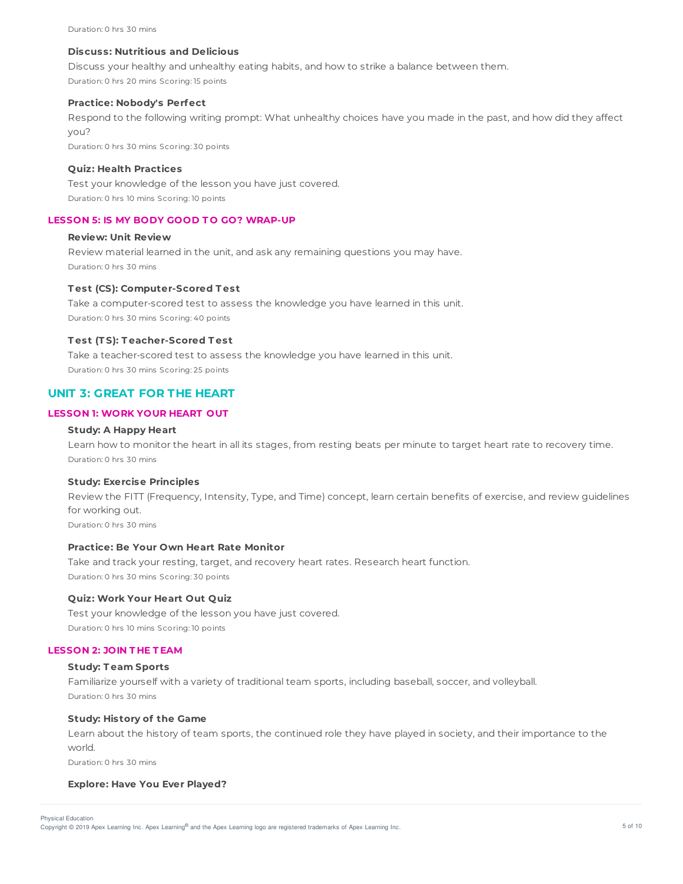Duration: 0 hrs 30 mins

**Discuss: Nutritious and Delicious**

Discuss your healthy and unhealthy eating habits, and how to strike a balance between them.

Duration: 0 hrs 20 mins Scoring: 15 points

**Practice: Nobody's Perfect**

Respond to the following writing prompt: What unhealthy choices have you made in the past, and how did they affect you?

Duration: 0 hrs 30 mins Scoring: 30 points

**Quiz: Health Practices**

Test your knowledge of the lesson you have just covered.

Duration: 0 hrs 10 mins Scoring: 10 points

### LESSON 5: IS MY BODY GOOD TO GO? WRAP-UP

**Review: Unit Review**

Review material learned in the unit, and ask any remaining questions you may have.

Duration: 0 hrs 30 mins

**Test (CS): Computer-Scored Test**

Take a computer-scored test to assess the knowledge you have learned in this unit.

Duration: 0 hrs 30 mins Scoring: 40 points

**Test (TS): Teacher-Scored Test**

Take a teacher-scored test to assess the knowledge you have learned in this unit.

Duration: 0 hrs 30 mins Scoring: 25 points

## UNIT 3: GREAT FOR THE HEART

### LESSON 1: WORK YOUR HEART OUT

**Study: A Happy Heart**

Learn how to monitor the heart in all its stages, from resting beats per minute to target heart rate to recovery time.

Duration: 0 hrs 30 mins

**Study: Exercise Principles**

Review the FITT (Frequency, Intensity, Type, and Time) concept, learn certain benefits of exercise, and review guidelines for working out.

Duration: 0 hrs 30 mins

**Practice: Be Your Own Heart Rate Monitor**

Take and track your resting, target, and recovery heart rates. Research heart function.

Duration: 0 hrs 30 mins Scoring: 30 points

**Quiz: Work Your Heart Out Quiz**

Test your knowledge of the lesson you have just covered.

Duration: 0 hrs 10 mins Scoring: 10 points

### LESSON 2: JOIN THE TEAM

**Study: Team Sports**

Familiarize yourself with a variety of traditional team sports, including baseball, soccer, and volleyball.

Duration: 0 hrs 30 mins

**Study: History of the Game**

Learn about the history of team sports, the continued role they have played in society, and their importance to the world.

Duration: 0 hrs 30 mins

**Explore: Have You Ever Played?**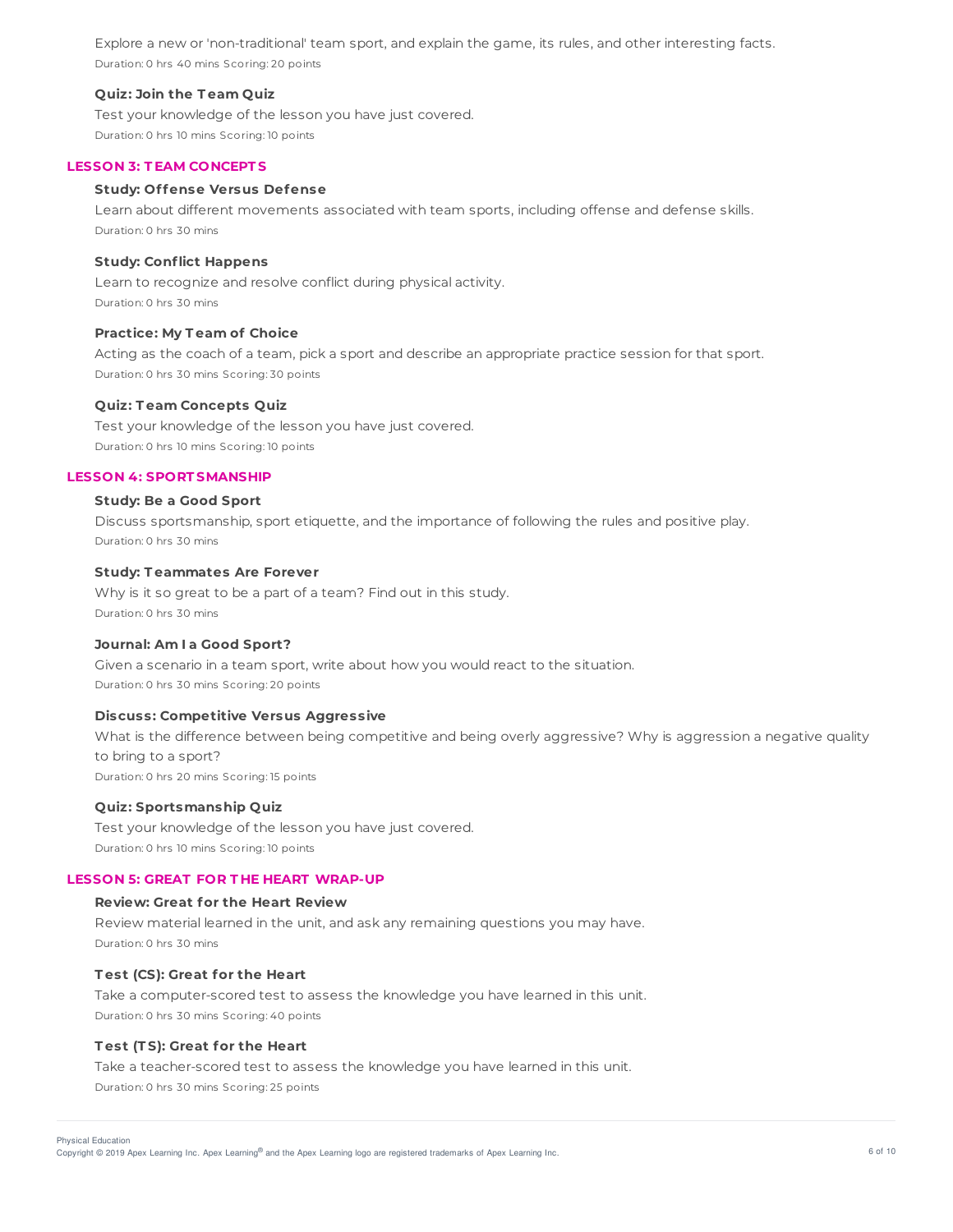Explore a new or 'non-traditional' team sport, and explain the game, its rules, and other interesting facts.

Duration: 0 hrs 40 mins Scoring: 20 points

**Quiz: Join the Team Quiz**

Test your knowledge of the lesson you have just covered.

Duration: 0 hrs 10 mins Scoring: 10 points

## LESSON 3: TEAM CONCEPTS

**Study: Offense Versus Defense**

Learn about different movements associated with team sports, including offense and defense skills.

Duration: 0 hrs 30 mins

**Study: Conflict Happens**

Learn to recognize and resolve conflict during physical activity.

Duration: 0 hrs 30 mins

**Practice: My Team of Choice**

Acting as the coach of a team, pick a sport and describe an appropriate practice session for that sport.

Duration: 0 hrs 30 mins Scoring: 30 points

**Quiz: Team Concepts Quiz**

Test your knowledge of the lesson you have just covered.

Duration: 0 hrs 10 mins Scoring: 10 points

## LESSON 4: SPORTSMANSHIP

**Study: Be a Good Sport**

Discuss sportsmanship, sport etiquette, and the importance of following the rules and positive play.

Duration: 0 hrs 30 mins

**Study: Teammates Are Forever**

Why is it so great to be a part of a team? Find out in this study.

Duration: 0 hrs 30 mins

**Journal: Am I a Good Sport?**

Given a scenario in a team sport, write about how you would react to the situation.

Duration: 0 hrs 30 mins Scoring: 20 points

**Discuss: Competitive Versus Aggressive**

What is the difference between being competitive and being overly aggressive? Why is aggression a negative quality to bring to a sport?

Duration: 0 hrs 20 mins Scoring: 15 points

**Quiz: Sportsmanship Quiz**

Test your knowledge of the lesson you have just covered.

Duration: 0 hrs 10 mins Scoring: 10 points

## LESSON 5: GREAT FOR THE HEART WRAP-UP

**Review: Great for the Heart Review**

Review material learned in the unit, and ask any remaining questions you may have.

Duration: 0 hrs 30 mins

**Test (CS): Great for the Heart**

Take a computer-scored test to assess the knowledge you have learned in this unit.

Duration: 0 hrs 30 mins Scoring: 40 points

**Test (TS): Great for the Heart**

Take a teacher-scored test to assess the knowledge you have learned in this unit.

Duration: 0 hrs 30 mins Scoring: 25 points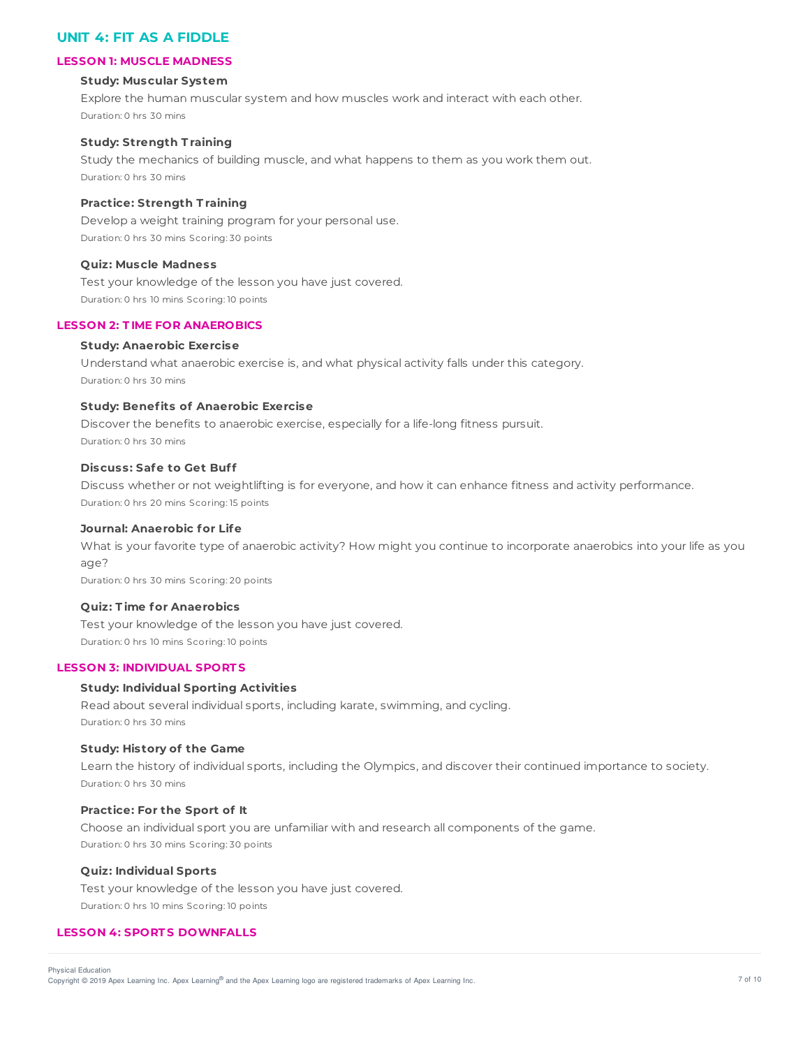## UNIT 4: FIT AS A FIDDLE

### LESSON 1: MUSCLE MADNESS

**Study: Muscular System**

Explore the human muscular system and how muscles work and interact with each other.

Duration: 0 hrs 30 mins

**Study: Strength Training**

Study the mechanics of building muscle, and what happens to them as you work them out.

Duration: 0 hrs 30 mins

**Practice: Strength Training**

Develop a weight training program for your personal use.

Duration: 0 hrs 30 mins Scoring: 30 points

**Quiz: Muscle Madness**

Test your knowledge of the lesson you have just covered.

Duration: 0 hrs 10 mins Scoring: 10 points

### LESSON 2: TIME FOR ANAEROBICS

**Study: Anaerobic Exercise**

Understand what anaerobic exercise is, and what physical activity falls under this category.

Duration: 0 hrs 30 mins

**Study: Benefits of Anaerobic Exercise**

Discover the benefits to anaerobic exercise, especially for a life-long fitness pursuit.

Duration: 0 hrs 30 mins

**Discuss: Safe to Get Buff**

Discuss whether or not weightlifting is for everyone, and how it can enhance fitness and activity performance.

Duration: 0 hrs 20 mins Scoring: 15 points

**Journal: Anaerobic for Life**

What is your favorite type of anaerobic activity? How might you continue to incorporate anaerobics into your life as you age?

Duration: 0 hrs 30 mins Scoring: 20 points

**Quiz: Time for Anaerobics**

Test your knowledge of the lesson you have just covered.

Duration: 0 hrs 10 mins Scoring: 10 points

### LESSON 3: INDIVIDUAL SPORTS

**Study: Individual Sporting Activities**

Read about several individual sports, including karate, swimming, and cycling.

Duration: 0 hrs 30 mins

**Study: History of the Game**

Learn the history of individual sports, including the Olympics, and discover their continued importance to society.

Duration: 0 hrs 30 mins

**Practice: For the Sport of It**

Choose an individual sport you are unfamiliar with and research all components of the game.

Duration: 0 hrs 30 mins Scoring: 30 points

**Quiz: Individual Sports**

Test your knowledge of the lesson you have just covered.

Duration: 0 hrs 10 mins Scoring: 10 points

### LESSON 4: SPORTS DOWNFALLS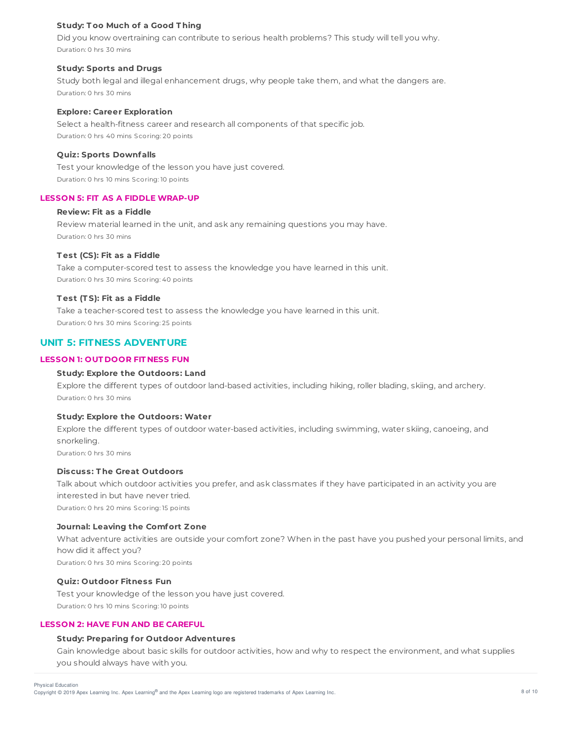#### Study: Too Much of a Good Thing

Did you know overtraining can contribute to serious health problems? This study will tell you why.

Duration: 0 hrs 30 mins

#### Study: Sports and Drugs

Study both legal and illegal enhancement drugs, why people take them, and what the dangers are.

Duration: 0 hrs 30 mins

#### Explore: Career Exploration

Select a health-fitness career and research all components of that specific job.

Duration: 0 hrs 40 mins Scoring: 20 points

#### Quiz: Sports Downfalls

Test your knowledge of the lesson you have just covered.

Duration: 0 hrs 10 mins Scoring: 10 points

### LESSON 5: FIT AS A FIDDLE WRAP-UP

#### Review: Fit as a Fiddle

Review material learned in the unit, and ask any remaining questions you may have.

Duration: 0 hrs 30 mins

#### Test (CS): Fit as a Fiddle

Take a computer-scored test to assess the knowledge you have learned in this unit.

Duration: 0 hrs 30 mins Scoring: 40 points

#### Test (TS): Fit as a Fiddle

Take a teacher-scored test to assess the knowledge you have learned in this unit.

Duration: 0 hrs 30 mins Scoring: 25 points

## UNIT 5: FITNESS ADVENTURE

### LESSON 1: OUTDOOR FITNESS FUN

#### Study: Explore the Outdoors: Land

Explore the different types of outdoor land-based activities, including hiking, roller blading, skiing, and archery.

Duration: 0 hrs 30 mins

#### Study: Explore the Outdoors: Water

Explore the different types of outdoor water-based activities, including swimming, water skiing, canoeing, and snorkeling.

Duration: 0 hrs 30 mins

#### Discuss: The Great Outdoors

Talk about which outdoor activities you prefer, and ask classmates if they have participated in an activity you are interested in but have never tried.

Duration: 0 hrs 20 mins Scoring: 15 points

#### Journal: Leaving the Comfort Zone

What adventure activities are outside your comfort zone? When in the past have you pushed your personal limits, and how did it affect you?

Duration: 0 hrs 30 mins Scoring: 20 points

#### Quiz: Outdoor Fitness Fun

Test your knowledge of the lesson you have just covered.

Duration: 0 hrs 10 mins Scoring: 10 points

### LESSON 2: HAVE FUN AND BE CAREFUL

#### Study: Preparing for Outdoor Adventures

Gain knowledge about basic skills for outdoor activities, how and why to respect the environment, and what supplies you should always have with you.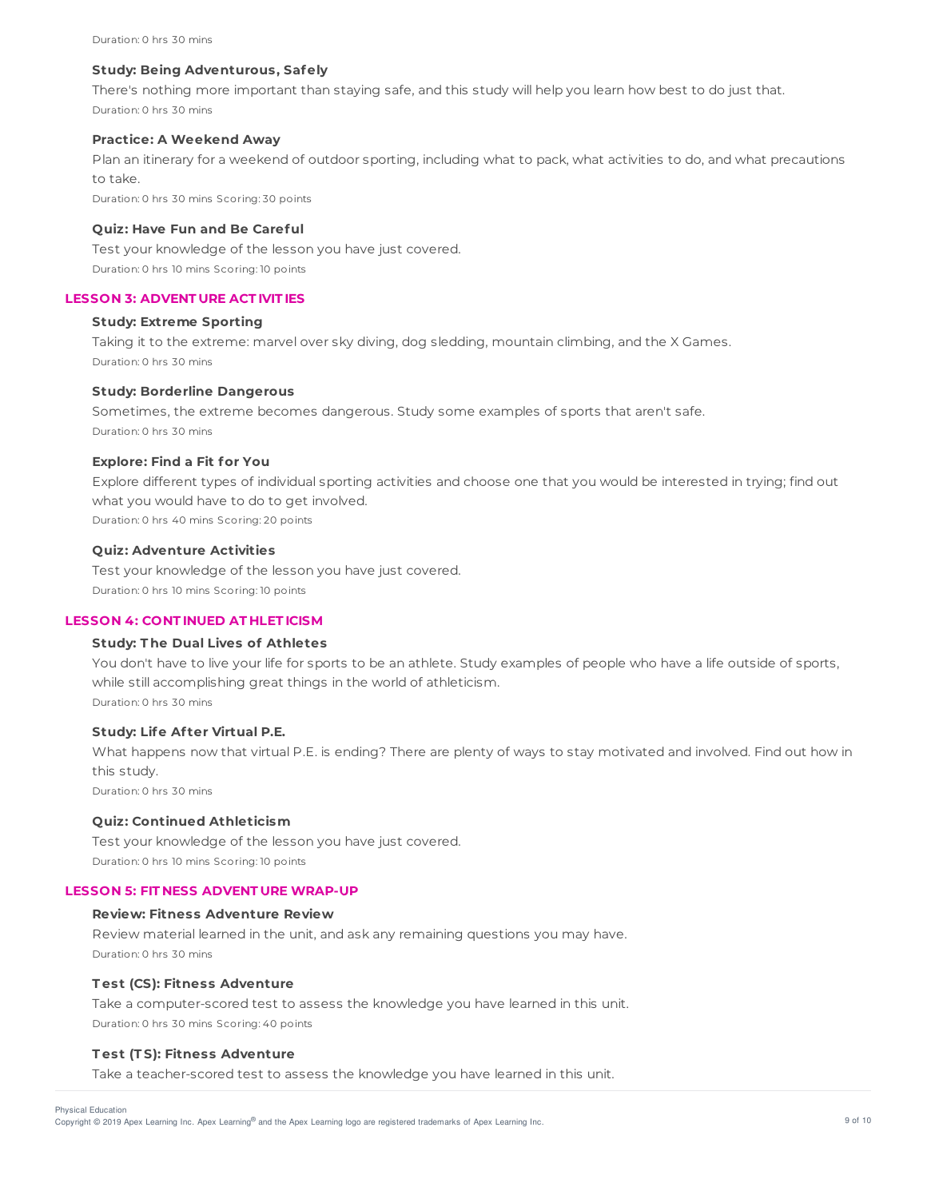Duration: 0 hrs 30 mins

#### Study: Being Adventurous, Safely

There's nothing more important than staying safe, and this study will help you learn how best to do just that.

Duration: 0 hrs 30 mins

#### Practice: A Weekend Away

Plan an itinerary for a weekend of outdoor sporting, including what to pack, what activities to do, and what precautions to take.

Duration: 0 hrs 30 mins Scoring: 30 points

#### Quiz: Have Fun and Be Careful

Test your knowledge of the lesson you have just covered.

Duration: 0 hrs 10 mins Scoring: 10 points

### LESSON 3: ADVENTURE ACTIVITIES

#### Study: Extreme Sporting

Taking it to the extreme: marvel over sky diving, dog sledding, mountain climbing, and the X Games.

Duration: 0 hrs 30 mins

#### Study: Borderline Dangerous

Sometimes, the extreme becomes dangerous. Study some examples of sports that aren't safe.

Duration: 0 hrs 30 mins

#### Explore: Find a Fit for You

Explore different types of individual sporting activities and choose one that you would be interested in trying; find out what you would have to do to get involved.

Duration: 0 hrs 40 mins Scoring: 20 points

#### Quiz: Adventure Activities

Test your knowledge of the lesson you have just covered.

Duration: 0 hrs 10 mins Scoring: 10 points

### LESSON 4: CONTINUED ATHLETICISM

#### Study: The Dual Lives of Athletes

You don't have to live your life for sports to be an athlete. Study examples of people who have a life outside of sports, while still accomplishing great things in the world of athleticism.

Duration: 0 hrs 30 mins

#### Study: Life After Virtual P.E.

What happens now that virtual P.E. is ending? There are plenty of ways to stay motivated and involved. Find out how in this study.

Duration: 0 hrs 30 mins

#### Quiz: Continued Athleticism

Test your knowledge of the lesson you have just covered.

Duration: 0 hrs 10 mins Scoring: 10 points

### LESSON 5: FITNESS ADVENTURE WRAP-UP

#### Review: Fitness Adventure Review

Review material learned in the unit, and ask any remaining questions you may have.

Duration: 0 hrs 30 mins

#### Test (CS): Fitness Adventure

Take a computer-scored test to assess the knowledge you have learned in this unit.

Duration: 0 hrs 30 mins Scoring: 40 points

#### Test (TS): Fitness Adventure

Take a teacher-scored test to assess the knowledge you have learned in this unit.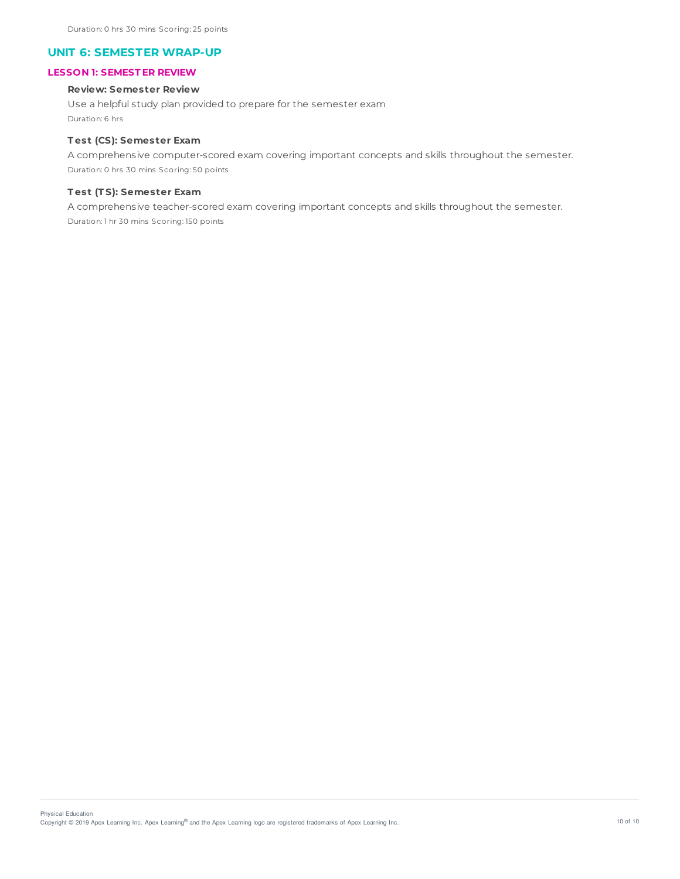Duration: 0 hrs 30 mins Scoring: 25 points

## UNIT 6: SEMESTER WRAP-UP

### LESSON 1: SEMESTER REVIEW

**Review: Semester Review**

Use a helpful study plan provided to prepare for the semester exam

Duration: 6 hrs

**Test (CS): Semester Exam**

A comprehensive computer-scored exam covering important concepts and skills throughout the semester.

Duration: 0 hrs 30 mins Scoring: 50 points

**Test (TS): Semester Exam**

A comprehensive teacher-scored exam covering important concepts and skills throughout the semester.

Duration: 1 hr 30 mins Scoring: 150 points